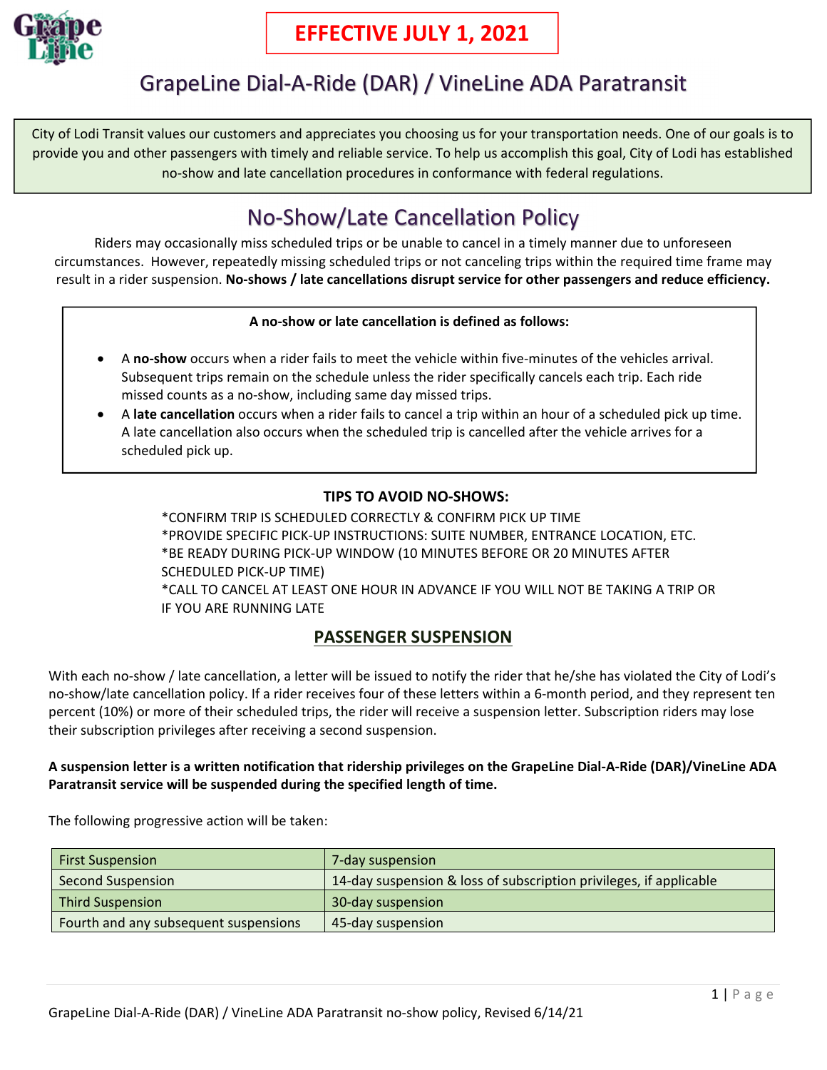**EFFECTIVE JULY 1, 2021**

# GrapeLine Dial-A-Ride (DAR) / VineLine ADA Paratransit

City of Lodi Transit values our customers and appreciates you choosing us for your transportation needs. One of our goals is to provide you and other passengers with timely and reliable service. To help us accomplish this goal, City of Lodi has established no-show and late cancellation procedures in conformance with federal regulations.

## No-Show/Late Cancellation Policy

Riders may occasionally miss scheduled trips or be unable to cancel in a timely manner due to unforeseen circumstances. However, repeatedly missing scheduled trips or not canceling trips within the required time frame may result in a rider suspension. **No-shows / late cancellations disrupt service for other passengers and reduce efficiency.**

**A no-show or late cancellation is defined as follows:**

- A **no-show** occurs when a rider fails to meet the vehicle within five-minutes of the vehicles arrival. Subsequent trips remain on the schedule unless the rider specifically cancels each trip. Each ride missed counts as a no-show, including same day missed trips.
- A **late cancellation** occurs when a rider fails to cancel a trip within an hour of a scheduled pick up time. A late cancellation also occurs when the scheduled trip is cancelled after the vehicle arrives for a scheduled pick up.

**TIPS TO AVOID NO-SHOWS:**

*CONFIRM TRIP IS SCHEDULED CORRECTLY & CONFIRM PICK UP TIME
*PROVIDE SPECIFIC PICK-UP INSTRUCTIONS: SUITE NUMBER, ENTRANCE LOCATION, ETC.
*BE READY DURING PICK-UP WINDOW (10 MINUTES BEFORE OR 20 MINUTES AFTER SCHEDULED PICK-UP TIME)
*CALL TO CANCEL AT LEAST ONE HOUR IN ADVANCE IF YOU WILL NOT BE TAKING A TRIP OR IF YOU ARE RUNNING LATE

## PASSENGER SUSPENSION

With each no-show / late cancellation, a letter will be issued to notify the rider that he/she has violated the City of Lodi's no-show/late cancellation policy. If a rider receives four of these letters within a 6-month period, and they represent ten percent (10%) or more of their scheduled trips, the rider will receive a suspension letter. Subscription riders may lose their subscription privileges after receiving a second suspension.

**A suspension letter is a written notification that ridership privileges on the GrapeLine Dial-A-Ride (DAR)/VineLine ADA Paratransit service will be suspended during the specified length of time.**

The following progressive action will be taken:

| | |
|---|---|
| First Suspension | 7-day suspension |
| Second Suspension | 14-day suspension & loss of subscription privileges, if applicable |
| Third Suspension | 30-day suspension |
| Fourth and any subsequent suspensions | 45-day suspension |

GrapeLine Dial-A-Ride (DAR) / VineLine ADA Paratransit no-show policy, Revised 6/14/21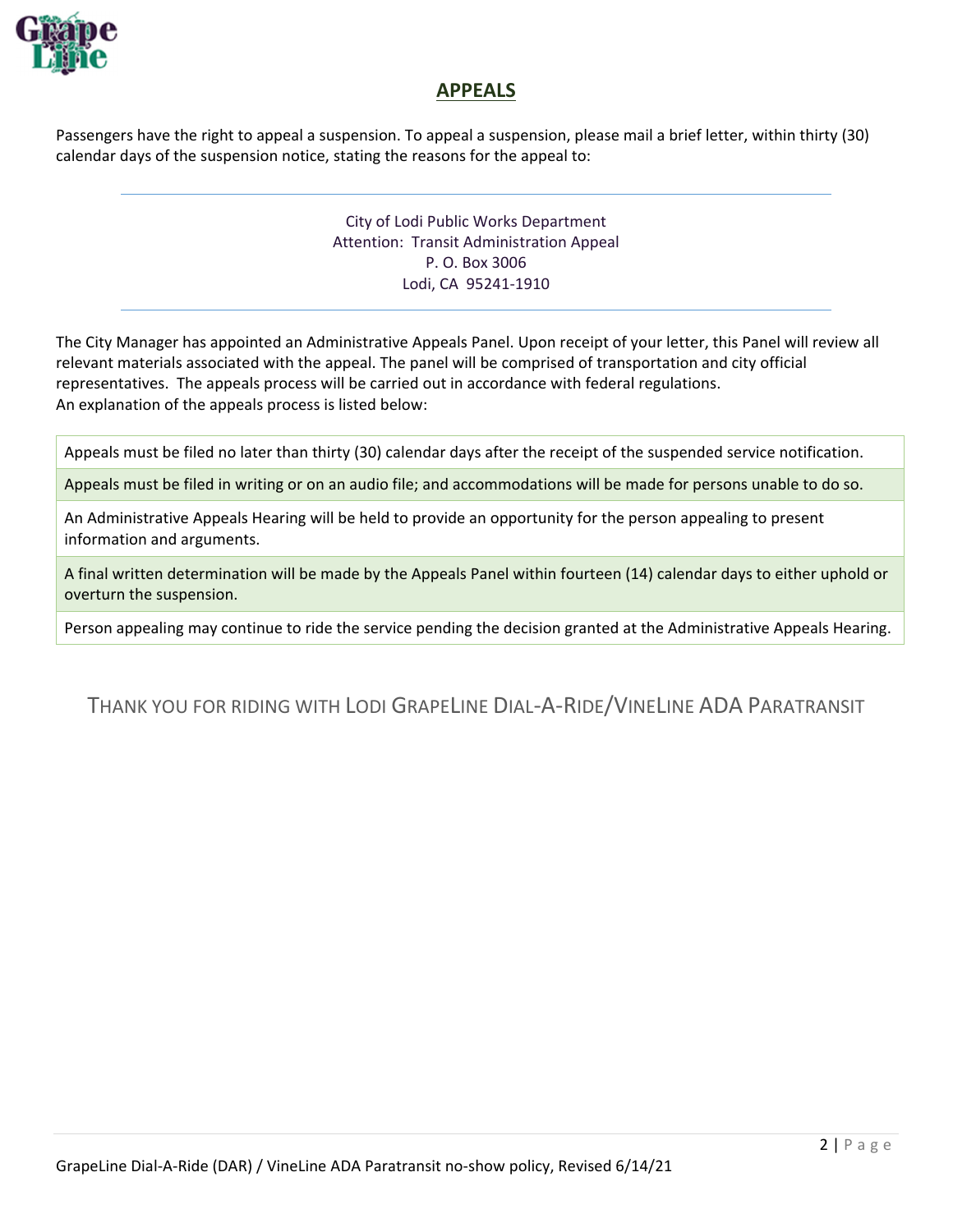## APPEALS

Passengers have the right to appeal a suspension. To appeal a suspension, please mail a brief letter, within thirty (30) calendar days of the suspension notice, stating the reasons for the appeal to:

City of Lodi Public Works Department
Attention: Transit Administration Appeal
P. O. Box 3006
Lodi, CA 95241-1910

The City Manager has appointed an Administrative Appeals Panel. Upon receipt of your letter, this Panel will review all relevant materials associated with the appeal. The panel will be comprised of transportation and city official representatives. The appeals process will be carried out in accordance with federal regulations.
An explanation of the appeals process is listed below:

| |
|---|
| Appeals must be filed no later than thirty (30) calendar days after the receipt of the suspended service notification. |
| Appeals must be filed in writing or on an audio file; and accommodations will be made for persons unable to do so. |
| An Administrative Appeals Hearing will be held to provide an opportunity for the person appealing to present information and arguments. |
| A final written determination will be made by the Appeals Panel within fourteen (14) calendar days to either uphold or overturn the suspension. |
| Person appealing may continue to ride the service pending the decision granted at the Administrative Appeals Hearing. |

THANK YOU FOR RIDING WITH LODI GRAPELINE DIAL-A-RIDE/VINELINE ADA PARATRANSIT

GrapeLine Dial-A-Ride (DAR) / VineLine ADA Paratransit no-show policy, Revised 6/14/21